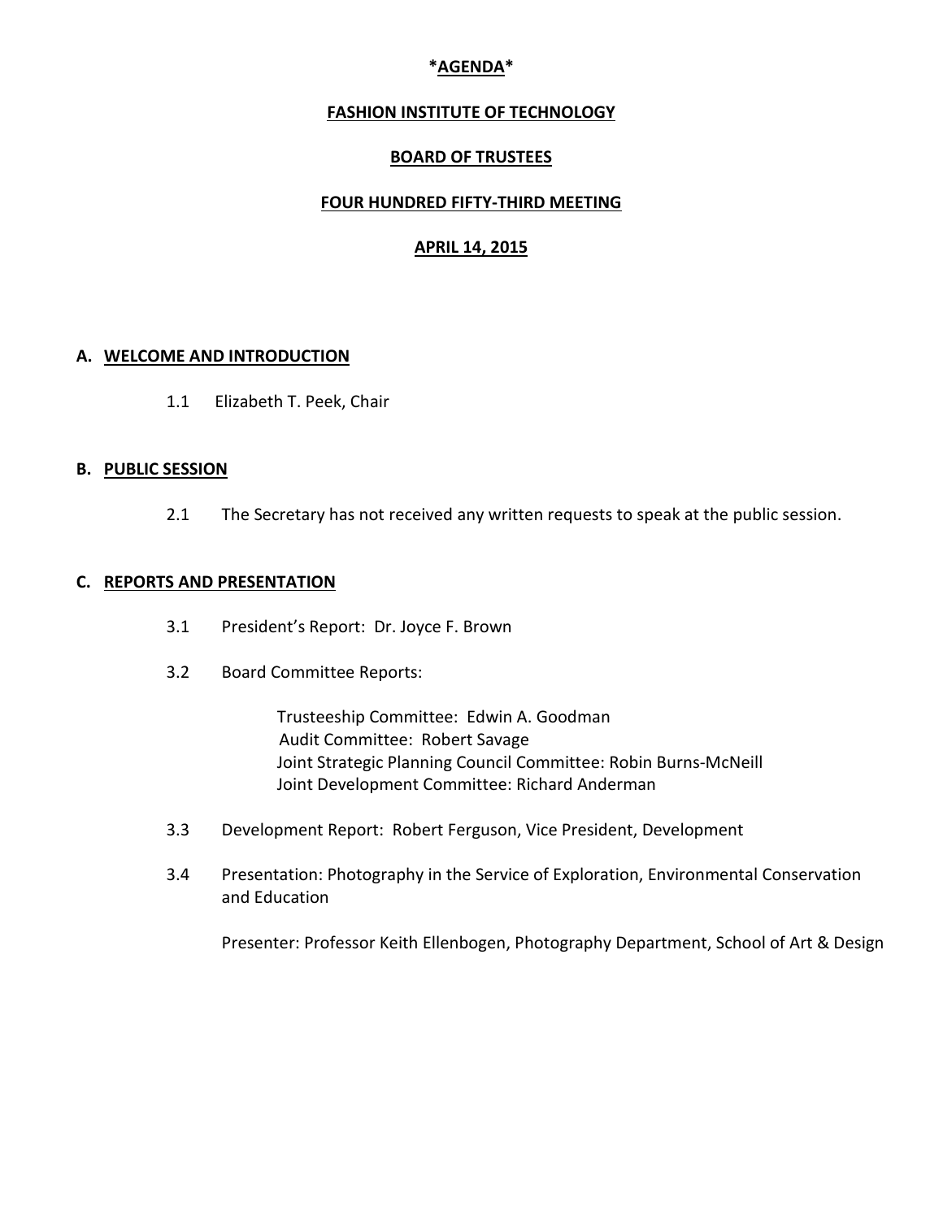# *AGENDA*

## FASHION INSTITUTE OF TECHNOLOGY

## BOARD OF TRUSTEES

## FOUR HUNDRED FIFTY-THIRD MEETING

## APRIL 14, 2015

### A. WELCOME AND INTRODUCTION

1.1 Elizabeth T. Peek, Chair

### B. PUBLIC SESSION

2.1 The Secretary has not received any written requests to speak at the public session.

### C. REPORTS AND PRESENTATION

3.1 President's Report: Dr. Joyce F. Brown

3.2 Board Committee Reports:

Trusteeship Committee: Edwin A. Goodman
Audit Committee: Robert Savage
Joint Strategic Planning Council Committee: Robin Burns-McNeill
Joint Development Committee: Richard Anderman

3.3 Development Report: Robert Ferguson, Vice President, Development

3.4 Presentation: Photography in the Service of Exploration, Environmental Conservation and Education

Presenter: Professor Keith Ellenbogen, Photography Department, School of Art & Design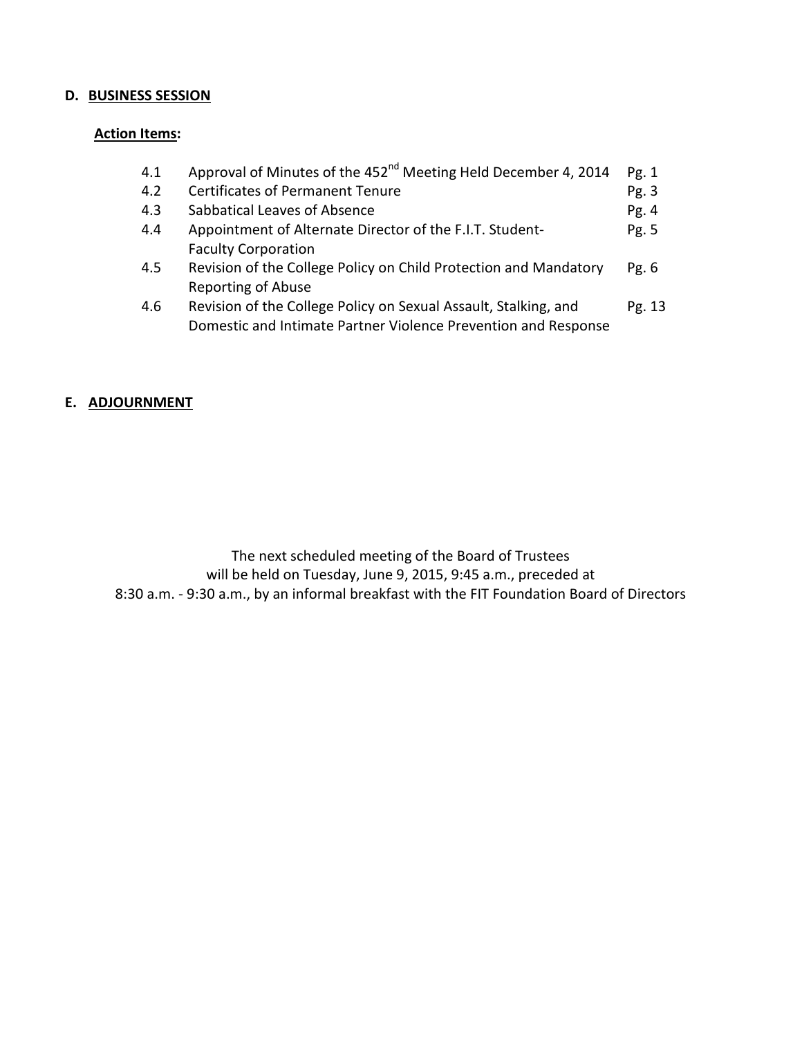## D. BUSINESS SESSION

### Action Items:

| | | |
|---|---|---|
| 4.1 | Approval of Minutes of the 452nd Meeting Held December 4, 2014 | Pg. 1 |
| 4.2 | Certificates of Permanent Tenure | Pg. 3 |
| 4.3 | Sabbatical Leaves of Absence | Pg. 4 |
| 4.4 | Appointment of Alternate Director of the F.I.T. Student-Faculty Corporation | Pg. 5 |
| 4.5 | Revision of the College Policy on Child Protection and Mandatory Reporting of Abuse | Pg. 6 |
| 4.6 | Revision of the College Policy on Sexual Assault, Stalking, and Domestic and Intimate Partner Violence Prevention and Response | Pg. 13 |

## E. ADJOURNMENT

The next scheduled meeting of the Board of Trustees
will be held on Tuesday, June 9, 2015, 9:45 a.m., preceded at
8:30 a.m. - 9:30 a.m., by an informal breakfast with the FIT Foundation Board of Directors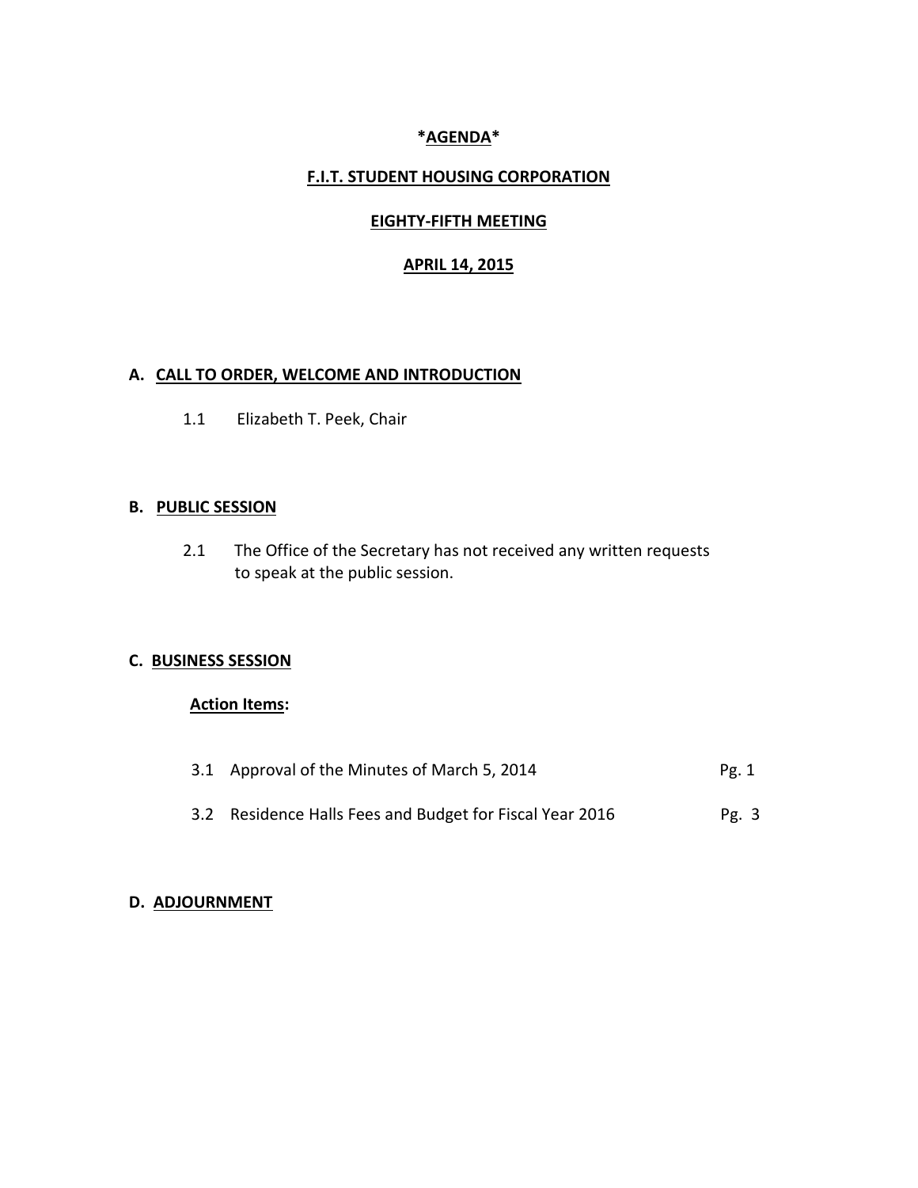# *AGENDA*

## F.I.T. STUDENT HOUSING CORPORATION

## EIGHTY-FIFTH MEETING

## APRIL 14, 2015

### A. CALL TO ORDER, WELCOME AND INTRODUCTION

1.1 Elizabeth T. Peek, Chair

### B. PUBLIC SESSION

2.1 The Office of the Secretary has not received any written requests to speak at the public session.

### C. BUSINESS SESSION

**Action Items:**

3.1 Approval of the Minutes of March 5, 2014 — Pg. 1

3.2 Residence Halls Fees and Budget for Fiscal Year 2016 — Pg. 3

### D. ADJOURNMENT